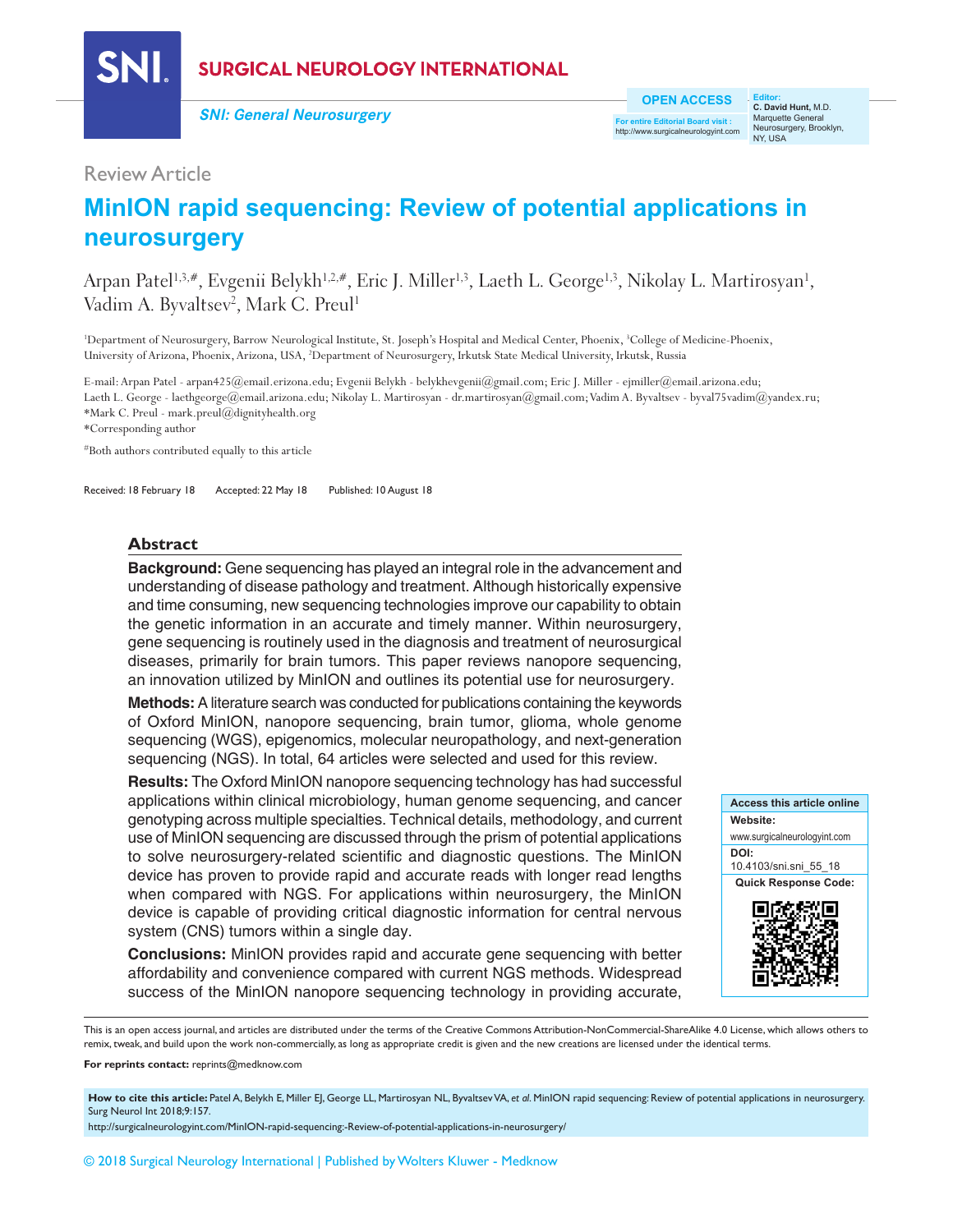SURGICAL NEUROLOGY INTERNATIONAL

*SNI: General Neurosurgery*

OPEN ACCESS

For entire Editorial Board visit : http://www.surgicalneurologyint.com

Editor:
**C. David Hunt,** M.D.
Marquette General Neurosurgery, Brooklyn, NY, USA

Review Article

# MinION rapid sequencing: Review of potential applications in neurosurgery

Arpan Patel[1,3,#], Evgenii Belykh[1,2,#], Eric J. Miller[1,3], Laeth L. George[1,3], Nikolay L. Martirosyan[1], Vadim A. Byvaltsev[2], Mark C. Preul[1]

[1]Department of Neurosurgery, Barrow Neurological Institute, St. Joseph's Hospital and Medical Center, Phoenix, [3]College of Medicine-Phoenix, University of Arizona, Phoenix, Arizona, USA, [2]Department of Neurosurgery, Irkutsk State Medical University, Irkutsk, Russia

E-mail: Arpan Patel - arpan425@email.erizona.edu; Evgenii Belykh - belykhevgenii@gmail.com; Eric J. Miller - ejmiller@email.arizona.edu; Laeth L. George - laethgeorge@email.arizona.edu; Nikolay L. Martirosyan - dr.martirosyan@gmail.com; Vadim A. Byvaltsev - byval75vadim@yandex.ru; *Mark C. Preul - mark.preul@dignityhealth.org
*Corresponding author

#Both authors contributed equally to this article

Received: 18 February 18 Accepted: 22 May 18 Published: 10 August 18

## Abstract

**Background:** Gene sequencing has played an integral role in the advancement and understanding of disease pathology and treatment. Although historically expensive and time consuming, new sequencing technologies improve our capability to obtain the genetic information in an accurate and timely manner. Within neurosurgery, gene sequencing is routinely used in the diagnosis and treatment of neurosurgical diseases, primarily for brain tumors. This paper reviews nanopore sequencing, an innovation utilized by MinION and outlines its potential use for neurosurgery.

**Methods:** A literature search was conducted for publications containing the keywords of Oxford MinION, nanopore sequencing, brain tumor, glioma, whole genome sequencing (WGS), epigenomics, molecular neuropathology, and next-generation sequencing (NGS). In total, 64 articles were selected and used for this review.

**Results:** The Oxford MinION nanopore sequencing technology has had successful applications within clinical microbiology, human genome sequencing, and cancer genotyping across multiple specialties. Technical details, methodology, and current use of MinION sequencing are discussed through the prism of potential applications to solve neurosurgery-related scientific and diagnostic questions. The MinION device has proven to provide rapid and accurate reads with longer read lengths when compared with NGS. For applications within neurosurgery, the MinION device is capable of providing critical diagnostic information for central nervous system (CNS) tumors within a single day.

**Conclusions:** MinION provides rapid and accurate gene sequencing with better affordability and convenience compared with current NGS methods. Widespread success of the MinION nanopore sequencing technology in providing accurate,

Access this article online
Website: www.surgicalneurologyint.com
DOI: 10.4103/sni.sni_55_18
Quick Response Code:

This is an open access journal, and articles are distributed under the terms of the Creative Commons Attribution-NonCommercial-ShareAlike 4.0 License, which allows others to remix, tweak, and build upon the work non-commercially, as long as appropriate credit is given and the new creations are licensed under the identical terms.

**For reprints contact:** reprints@medknow.com

**How to cite this article:** Patel A, Belykh E, Miller EJ, George LL, Martirosyan NL, Byvaltsev VA, *et al.* MinION rapid sequencing: Review of potential applications in neurosurgery. Surg Neurol Int 2018;9:157.
http://surgicalneurologyint.com/MinION-rapid-sequencing:-Review-of-potential-applications-in-neurosurgery/

© 2018 Surgical Neurology International | Published by Wolters Kluwer - Medknow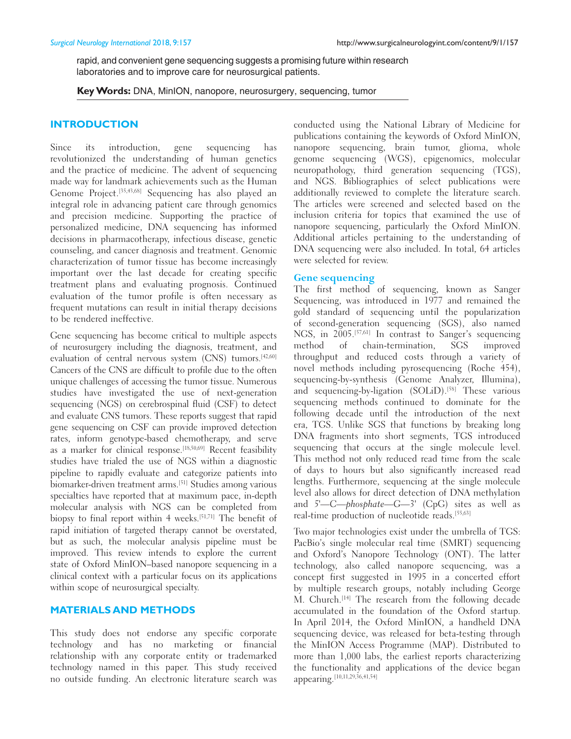rapid, and convenient gene sequencing suggests a promising future within research laboratories and to improve care for neurosurgical patients.

**Key Words:** DNA, MinION, nanopore, neurosurgery, sequencing, tumor

## INTRODUCTION

Since its introduction, gene sequencing has revolutionized the understanding of human genetics and the practice of medicine. The advent of sequencing made way for landmark achievements such as the Human Genome Project.[35,43,68] Sequencing has also played an integral role in advancing patient care through genomics and precision medicine. Supporting the practice of personalized medicine, DNA sequencing has informed decisions in pharmacotherapy, infectious disease, genetic counseling, and cancer diagnosis and treatment. Genomic characterization of tumor tissue has become increasingly important over the last decade for creating specific treatment plans and evaluating prognosis. Continued evaluation of the tumor profile is often necessary as frequent mutations can result in initial therapy decisions to be rendered ineffective.

Gene sequencing has become critical to multiple aspects of neurosurgery including the diagnosis, treatment, and evaluation of central nervous system (CNS) tumors.[42,60] Cancers of the CNS are difficult to profile due to the often unique challenges of accessing the tumor tissue. Numerous studies have investigated the use of next-generation sequencing (NGS) on cerebrospinal fluid (CSF) to detect and evaluate CNS tumors. These reports suggest that rapid gene sequencing on CSF can provide improved detection rates, inform genotype-based chemotherapy, and serve as a marker for clinical response.[18,50,69] Recent feasibility studies have trialed the use of NGS within a diagnostic pipeline to rapidly evaluate and categorize patients into biomarker-driven treatment arms.[51] Studies among various specialties have reported that at maximum pace, in-depth molecular analysis with NGS can be completed from biopsy to final report within 4 weeks.[51,71] The benefit of rapid initiation of targeted therapy cannot be overstated, but as such, the molecular analysis pipeline must be improved. This review intends to explore the current state of Oxford MinION–based nanopore sequencing in a clinical context with a particular focus on its applications within scope of neurosurgical specialty.

## MATERIALS AND METHODS

This study does not endorse any specific corporate technology and has no marketing or financial relationship with any corporate entity or trademarked technology named in this paper. This study received no outside funding. An electronic literature search was conducted using the National Library of Medicine for publications containing the keywords of Oxford MinION, nanopore sequencing, brain tumor, glioma, whole genome sequencing (WGS), epigenomics, molecular neuropathology, third generation sequencing (TGS), and NGS. Bibliographies of select publications were additionally reviewed to complete the literature search. The articles were screened and selected based on the inclusion criteria for topics that examined the use of nanopore sequencing, particularly the Oxford MinION. Additional articles pertaining to the understanding of DNA sequencing were also included. In total, 64 articles were selected for review.

### Gene sequencing

The first method of sequencing, known as Sanger Sequencing, was introduced in 1977 and remained the gold standard of sequencing until the popularization of second-generation sequencing (SGS), also named NGS, in 2005.[57,61] In contrast to Sanger's sequencing method of chain-termination, SGS improved throughput and reduced costs through a variety of novel methods including pyrosequencing (Roche 454), sequencing-by-synthesis (Genome Analyzer, Illumina), and sequencing-by-ligation (SOLiD).[58] These various sequencing methods continued to dominate for the following decade until the introduction of the next era, TGS. Unlike SGS that functions by breaking long DNA fragments into short segments, TGS introduced sequencing that occurs at the single molecule level. This method not only reduced read time from the scale of days to hours but also significantly increased read lengths. Furthermore, sequencing at the single molecule level also allows for direct detection of DNA methylation and 5'—C—*phosphate*—G—3' (CpG) sites as well as real-time production of nucleotide reads.[55,63]

Two major technologies exist under the umbrella of TGS: PacBio's single molecular real time (SMRT) sequencing and Oxford's Nanopore Technology (ONT). The latter technology, also called nanopore sequencing, was a concept first suggested in 1995 in a concerted effort by multiple research groups, notably including George M. Church.[14] The research from the following decade accumulated in the foundation of the Oxford startup. In April 2014, the Oxford MinION, a handheld DNA sequencing device, was released for beta-testing through the MinION Access Programme (MAP). Distributed to more than 1,000 labs, the earliest reports characterizing the functionality and applications of the device began appearing.[10,11,29,36,41,54]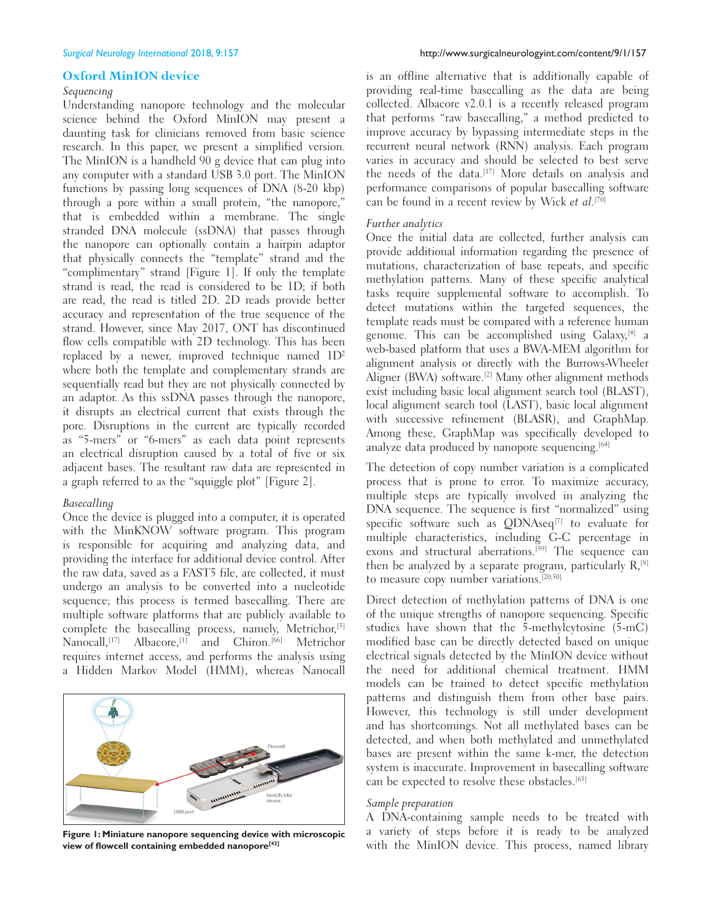## Oxford MinION device

### *Sequencing*

Understanding nanopore technology and the molecular science behind the Oxford MinION may present a daunting task for clinicians removed from basic science research. In this paper, we present a simplified version. The MinION is a handheld 90 g device that can plug into any computer with a standard USB 3.0 port. The MinION functions by passing long sequences of DNA (8-20 kbp) through a pore within a small protein, "the nanopore," that is embedded within a membrane. The single stranded DNA molecule (ssDNA) that passes through the nanopore can optionally contain a hairpin adaptor that physically connects the "template" strand and the "complimentary" strand [Figure 1]. If only the template strand is read, the read is considered to be 1D; if both are read, the read is titled 2D. 2D reads provide better accuracy and representation of the true sequence of the strand. However, since May 2017, ONT has discontinued flow cells compatible with 2D technology. This has been replaced by a newer, improved technique named $1D^2$ where both the template and complementary strands are sequentially read but they are not physically connected by an adaptor. As this ssDNA passes through the nanopore, it disrupts an electrical current that exists through the pore. Disruptions in the current are typically recorded as "5-mers" or "6-mers" as each data point represents an electrical disruption caused by a total of five or six adjacent bases. The resultant raw data are represented in a graph referred to as the "squiggle plot" [Figure 2].

### *Basecalling*

Once the device is plugged into a computer, it is operated with the MinKNOW software program. This program is responsible for acquiring and analyzing data, and providing the interface for additional device control. After the raw data, saved as a FAST5 file, are collected, it must undergo an analysis to be converted into a nucleotide sequence; this process is termed basecalling. There are multiple software platforms that are publicly available to complete the basecalling process, namely, Metrichor,[5] Nanocall,[17] Albacore,[1] and Chiron.[66] Metrichor requires internet access, and performs the analysis using a Hidden Markov Model (HMM), whereas Nanocall is an offline alternative that is additionally capable of providing real-time basecalling as the data are being collected. Albacore v2.0.1 is a recently released program that performs "raw basecalling," a method predicted to improve accuracy by bypassing intermediate steps in the recurrent neural network (RNN) analysis. Each program varies in accuracy and should be selected to best serve the needs of the data.[17] More details on analysis and performance comparisons of popular basecalling software can be found in a recent review by Wick *et al*.[70]

**Figure 1: Miniature nanopore sequencing device with microscopic view of flowcell containing embedded nanopore[43]**

### *Further analytics*

Once the initial data are collected, further analysis can provide additional information regarding the presence of mutations, characterization of base repeats, and specific methylation patterns. Many of these specific analytical tasks require supplemental software to accomplish. To detect mutations within the targeted sequences, the template reads must be compared with a reference human genome. This can be accomplished using Galaxy,[4] a web-based platform that uses a BWA-MEM algorithm for alignment analysis or directly with the Burrows-Wheeler Aligner (BWA) software.[2] Many other alignment methods exist including basic local alignment search tool (BLAST), local alignment search tool (LAST), basic local alignment with successive refinement (BLASR), and GraphMap. Among these, GraphMap was specifically developed to analyze data produced by nanopore sequencing.[64]

The detection of copy number variation is a complicated process that is prone to error. To maximize accuracy, multiple steps are typically involved in analyzing the DNA sequence. The sequence is first "normalized" using specific software such as QDNAseq[7] to evaluate for multiple characteristics, including G-C percentage in exons and structural aberrations.[59] The sequence can then be analyzed by a separate program, particularly R,[8] to measure copy number variations.[20,50]

Direct detection of methylation patterns of DNA is one of the unique strengths of nanopore sequencing. Specific studies have shown that the 5-methylcytosine (5-mC) modified base can be directly detected based on unique electrical signals detected by the MinION device without the need for additional chemical treatment. HMM models can be trained to detect specific methylation patterns and distinguish them from other base pairs. However, this technology is still under development and has shortcomings. Not all methylated bases can be detected, and when both methylated and unmethylated bases are present within the same k-mer, the detection system is inaccurate. Improvement in basecalling software can be expected to resolve these obstacles.[63]

### *Sample preparation*

A DNA-containing sample needs to be treated with a variety of steps before it is ready to be analyzed with the MinION device. This process, named library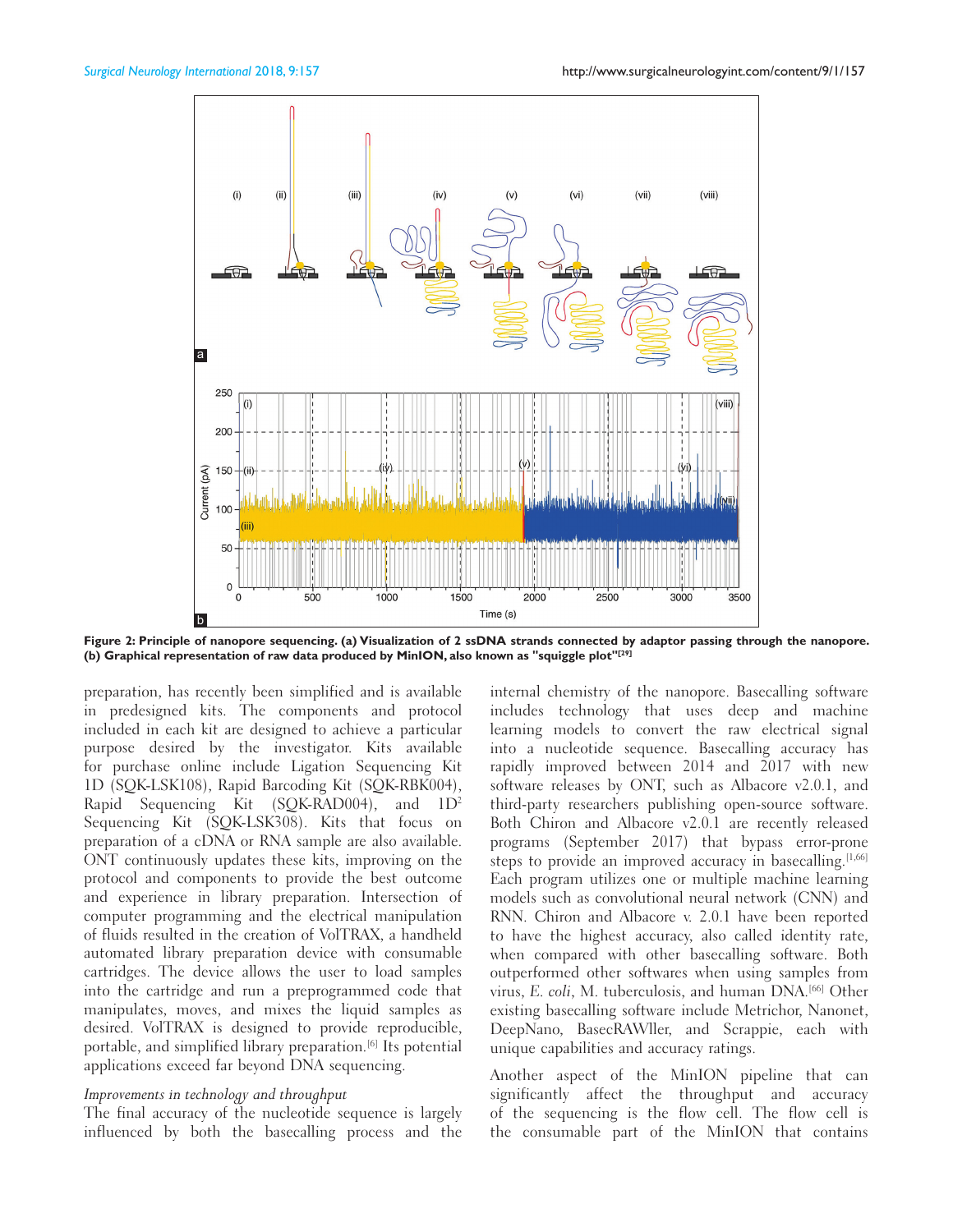**Figure 2: Principle of nanopore sequencing. (a) Visualization of 2 ssDNA strands connected by adaptor passing through the nanopore. (b) Graphical representation of raw data produced by MinION, also known as "squiggle plot"[29]**

preparation, has recently been simplified and is available in predesigned kits. The components and protocol included in each kit are designed to achieve a particular purpose desired by the investigator. Kits available for purchase online include Ligation Sequencing Kit 1D (SQK-LSK108), Rapid Barcoding Kit (SQK-RBK004), Rapid Sequencing Kit (SQK-RAD004), and 1D$^2$ Sequencing Kit (SQK-LSK308). Kits that focus on preparation of a cDNA or RNA sample are also available. ONT continuously updates these kits, improving on the protocol and components to provide the best outcome and experience in library preparation. Intersection of computer programming and the electrical manipulation of fluids resulted in the creation of VolTRAX, a handheld automated library preparation device with consumable cartridges. The device allows the user to load samples into the cartridge and run a preprogrammed code that manipulates, moves, and mixes the liquid samples as desired. VolTRAX is designed to provide reproducible, portable, and simplified library preparation.[6] Its potential applications exceed far beyond DNA sequencing.

*Improvements in technology and throughput*

The final accuracy of the nucleotide sequence is largely influenced by both the basecalling process and the internal chemistry of the nanopore. Basecalling software includes technology that uses deep and machine learning models to convert the raw electrical signal into a nucleotide sequence. Basecalling accuracy has rapidly improved between 2014 and 2017 with new software releases by ONT, such as Albacore v2.0.1, and third-party researchers publishing open-source software. Both Chiron and Albacore v2.0.1 are recently released programs (September 2017) that bypass error-prone steps to provide an improved accuracy in basecalling.[1,66] Each program utilizes one or multiple machine learning models such as convolutional neural network (CNN) and RNN. Chiron and Albacore v. 2.0.1 have been reported to have the highest accuracy, also called identity rate, when compared with other basecalling software. Both outperformed other softwares when using samples from virus, *E. coli*, M. tuberculosis, and human DNA.[66] Other existing basecalling software include Metrichor, Nanonet, DeepNano, BasecRAWller, and Scrappie, each with unique capabilities and accuracy ratings.

Another aspect of the MinION pipeline that can significantly affect the throughput and accuracy of the sequencing is the flow cell. The flow cell is the consumable part of the MinION that contains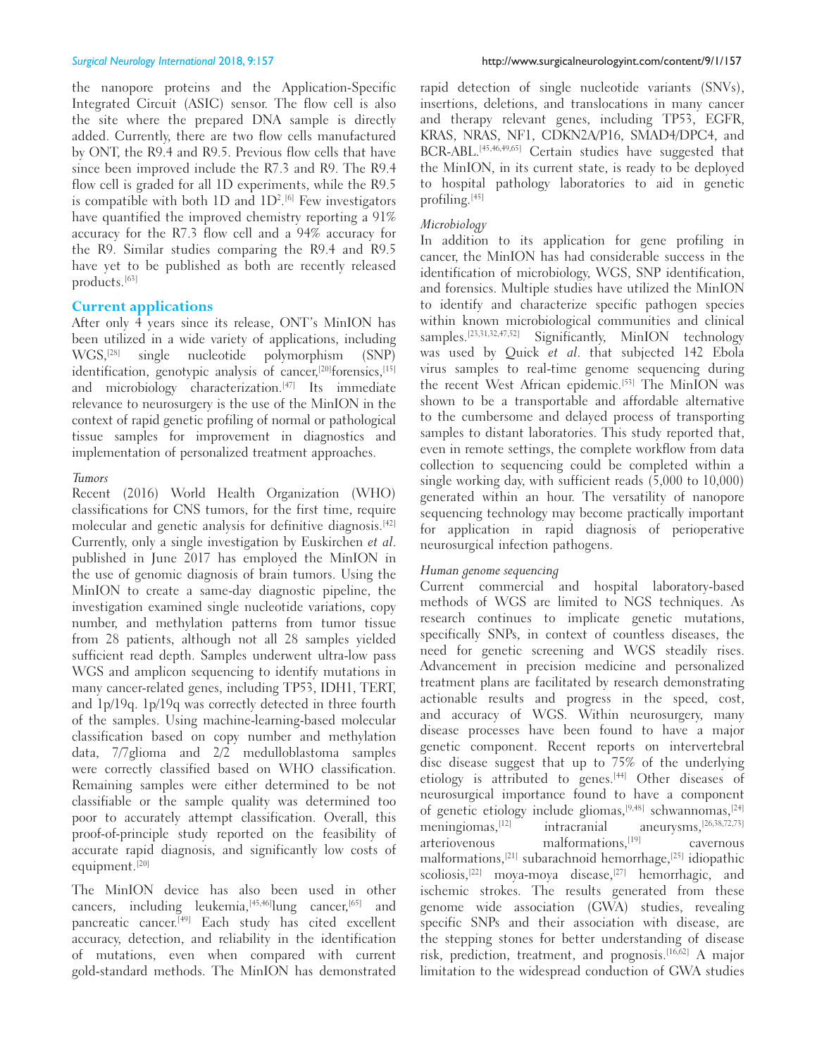the nanopore proteins and the Application-Specific Integrated Circuit (ASIC) sensor. The flow cell is also the site where the prepared DNA sample is directly added. Currently, there are two flow cells manufactured by ONT, the R9.4 and R9.5. Previous flow cells that have since been improved include the R7.3 and R9. The R9.4 flow cell is graded for all 1D experiments, while the R9.5 is compatible with both 1D and $1D^2$.[6] Few investigators have quantified the improved chemistry reporting a 91% accuracy for the R7.3 flow cell and a 94% accuracy for the R9. Similar studies comparing the R9.4 and R9.5 have yet to be published as both are recently released products.[63]

## Current applications

After only 4 years since its release, ONT's MinION has been utilized in a wide variety of applications, including WGS,[28] single nucleotide polymorphism (SNP) identification, genotypic analysis of cancer,[20] forensics,[15] and microbiology characterization.[47] Its immediate relevance to neurosurgery is the use of the MinION in the context of rapid genetic profiling of normal or pathological tissue samples for improvement in diagnostics and implementation of personalized treatment approaches.

### *Tumors*

Recent (2016) World Health Organization (WHO) classifications for CNS tumors, for the first time, require molecular and genetic analysis for definitive diagnosis.[42] Currently, only a single investigation by Euskirchen *et al*. published in June 2017 has employed the MinION in the use of genomic diagnosis of brain tumors. Using the MinION to create a same-day diagnostic pipeline, the investigation examined single nucleotide variations, copy number, and methylation patterns from tumor tissue from 28 patients, although not all 28 samples yielded sufficient read depth. Samples underwent ultra-low pass WGS and amplicon sequencing to identify mutations in many cancer-related genes, including TP53, IDH1, TERT, and 1p/19q. 1p/19q was correctly detected in three fourth of the samples. Using machine-learning-based molecular classification based on copy number and methylation data, 7/7glioma and 2/2 medulloblastoma samples were correctly classified based on WHO classification. Remaining samples were either determined to be not classifiable or the sample quality was determined too poor to accurately attempt classification. Overall, this proof-of-principle study reported on the feasibility of accurate rapid diagnosis, and significantly low costs of equipment.[20]

The MinION device has also been used in other cancers, including leukemia,[45,46] lung cancer,[65] and pancreatic cancer.[49] Each study has cited excellent accuracy, detection, and reliability in the identification of mutations, even when compared with current gold-standard methods. The MinION has demonstrated rapid detection of single nucleotide variants (SNVs), insertions, deletions, and translocations in many cancer and therapy relevant genes, including TP53, EGFR, KRAS, NRAS, NF1, CDKN2A/P16, SMAD4/DPC4, and BCR-ABL.[45,46,49,65] Certain studies have suggested that the MinION, in its current state, is ready to be deployed to hospital pathology laboratories to aid in genetic profiling.[45]

### *Microbiology*

In addition to its application for gene profiling in cancer, the MinION has had considerable success in the identification of microbiology, WGS, SNP identification, and forensics. Multiple studies have utilized the MinION to identify and characterize specific pathogen species within known microbiological communities and clinical samples.[23,31,32,47,52] Significantly, MinION technology was used by Quick *et al*. that subjected 142 Ebola virus samples to real-time genome sequencing during the recent West African epidemic.[53] The MinION was shown to be a transportable and affordable alternative to the cumbersome and delayed process of transporting samples to distant laboratories. This study reported that, even in remote settings, the complete workflow from data collection to sequencing could be completed within a single working day, with sufficient reads (5,000 to 10,000) generated within an hour. The versatility of nanopore sequencing technology may become practically important for application in rapid diagnosis of perioperative neurosurgical infection pathogens.

### *Human genome sequencing*

Current commercial and hospital laboratory-based methods of WGS are limited to NGS techniques. As research continues to implicate genetic mutations, specifically SNPs, in context of countless diseases, the need for genetic screening and WGS steadily rises. Advancement in precision medicine and personalized treatment plans are facilitated by research demonstrating actionable results and progress in the speed, cost, and accuracy of WGS. Within neurosurgery, many disease processes have been found to have a major genetic component. Recent reports on intervertebral disc disease suggest that up to 75% of the underlying etiology is attributed to genes.[44] Other diseases of neurosurgical importance found to have a component of genetic etiology include gliomas,[9,48] schwannomas,[24] meningiomas,[12] intracranial aneurysms,[26,38,72,73] arteriovenous malformations,[19] cavernous malformations,[21] subarachnoid hemorrhage,[25] idiopathic scoliosis,[22] moya-moya disease,[27] hemorrhagic, and ischemic strokes. The results generated from these genome wide association (GWA) studies, revealing specific SNPs and their association with disease, are the stepping stones for better understanding of disease risk, prediction, treatment, and prognosis.[16,62] A major limitation to the widespread conduction of GWA studies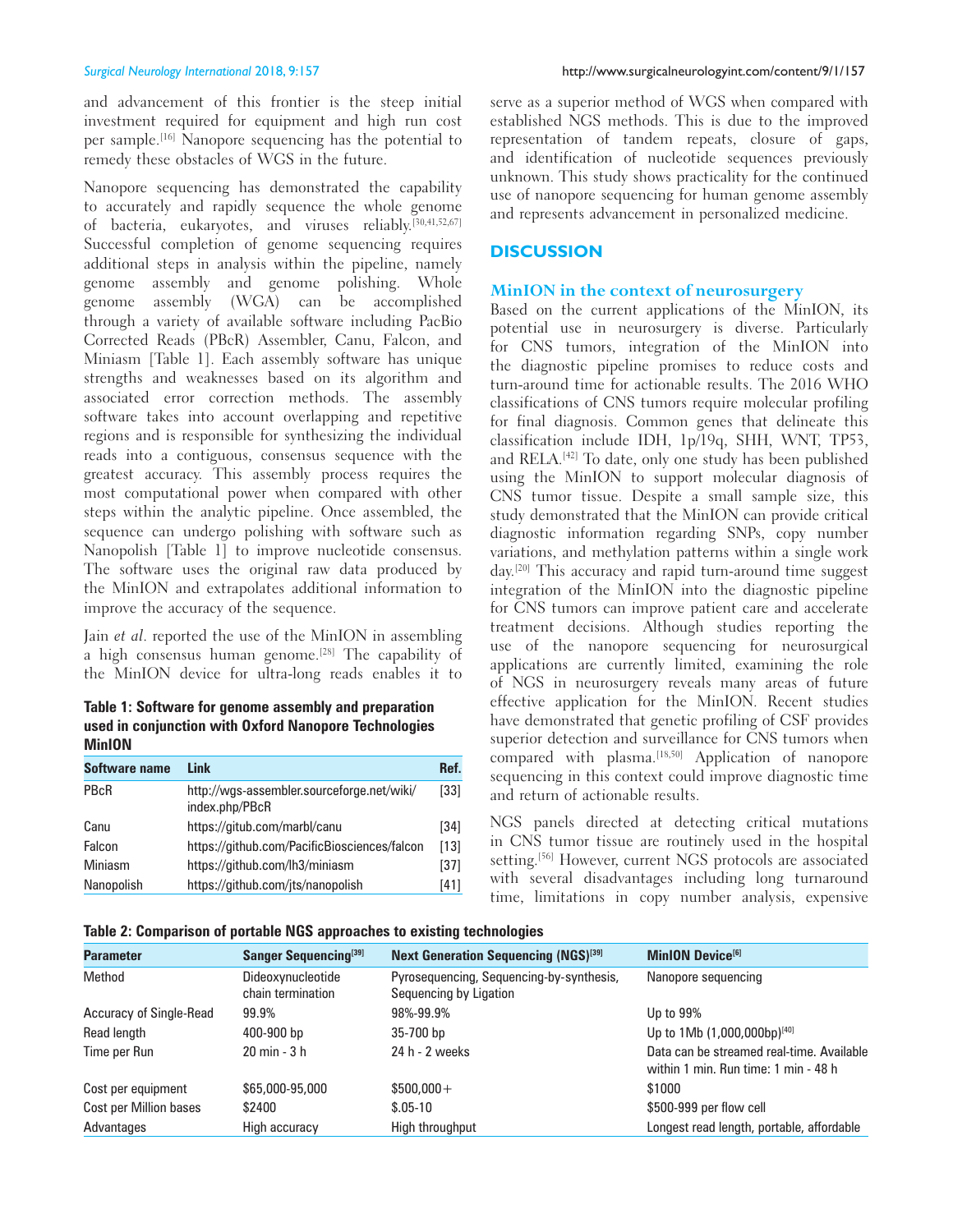and advancement of this frontier is the steep initial investment required for equipment and high run cost per sample.[16] Nanopore sequencing has the potential to remedy these obstacles of WGS in the future.

Nanopore sequencing has demonstrated the capability to accurately and rapidly sequence the whole genome of bacteria, eukaryotes, and viruses reliably.[30,41,52,67] Successful completion of genome sequencing requires additional steps in analysis within the pipeline, namely genome assembly and genome polishing. Whole genome assembly (WGA) can be accomplished through a variety of available software including PacBio Corrected Reads (PBcR) Assembler, Canu, Falcon, and Miniasm [Table 1]. Each assembly software has unique strengths and weaknesses based on its algorithm and associated error correction methods. The assembly software takes into account overlapping and repetitive regions and is responsible for synthesizing the individual reads into a contiguous, consensus sequence with the greatest accuracy. This assembly process requires the most computational power when compared with other steps within the analytic pipeline. Once assembled, the sequence can undergo polishing with software such as Nanopolish [Table 1] to improve nucleotide consensus. The software uses the original raw data produced by the MinION and extrapolates additional information to improve the accuracy of the sequence.

Jain *et al*. reported the use of the MinION in assembling a high consensus human genome.[28] The capability of the MinION device for ultra-long reads enables it to serve as a superior method of WGS when compared with established NGS methods. This is due to the improved representation of tandem repeats, closure of gaps, and identification of nucleotide sequences previously unknown. This study shows practicality for the continued use of nanopore sequencing for human genome assembly and represents advancement in personalized medicine.

**Table 1: Software for genome assembly and preparation used in conjunction with Oxford Nanopore Technologies MinION**

| Software name | Link | Ref. |
|---|---|---|
| PBcR | http://wgs-assembler.sourceforge.net/wiki/index.php/PBcR | [33] |
| Canu | https://gitub.com/marbl/canu | [34] |
| Falcon | https://github.com/PacificBiosciences/falcon | [13] |
| Miniasm | https://github.com/lh3/miniasm | [37] |
| Nanopolish | https://github.com/jts/nanopolish | [41] |

## DISCUSSION

### MinION in the context of neurosurgery

Based on the current applications of the MinION, its potential use in neurosurgery is diverse. Particularly for CNS tumors, integration of the MinION into the diagnostic pipeline promises to reduce costs and turn-around time for actionable results. The 2016 WHO classifications of CNS tumors require molecular profiling for final diagnosis. Common genes that delineate this classification include IDH, 1p/19q, SHH, WNT, TP53, and RELA.[42] To date, only one study has been published using the MinION to support molecular diagnosis of CNS tumor tissue. Despite a small sample size, this study demonstrated that the MinION can provide critical diagnostic information regarding SNPs, copy number variations, and methylation patterns within a single work day.[20] This accuracy and rapid turn-around time suggest integration of the MinION into the diagnostic pipeline for CNS tumors can improve patient care and accelerate treatment decisions. Although studies reporting the use of the nanopore sequencing for neurosurgical applications are currently limited, examining the role of NGS in neurosurgery reveals many areas of future effective application for the MinION. Recent studies have demonstrated that genetic profiling of CSF provides superior detection and surveillance for CNS tumors when compared with plasma.[18,50] Application of nanopore sequencing in this context could improve diagnostic time and return of actionable results.

NGS panels directed at detecting critical mutations in CNS tumor tissue are routinely used in the hospital setting.[56] However, current NGS protocols are associated with several disadvantages including long turnaround time, limitations in copy number analysis, expensive

**Table 2: Comparison of portable NGS approaches to existing technologies**

| Parameter | Sanger Sequencing[39] | Next Generation Sequencing (NGS)[39] | MinION Device[6] |
|---|---|---|---|
| Method | Dideoxynucleotide chain termination | Pyrosequencing, Sequencing-by-synthesis, Sequencing by Ligation | Nanopore sequencing |
| Accuracy of Single-Read | 99.9% | 98%-99.9% | Up to 99% |
| Read length | 400-900 bp | 35-700 bp | Up to 1Mb (1,000,000bp)[40] |
| Time per Run | 20 min - 3 h | 24 h - 2 weeks | Data can be streamed real-time. Available within 1 min. Run time: 1 min - 48 h |
| Cost per equipment | $65,000-95,000 | $500,000+ | $1000 |
| Cost per Million bases | $2400 | $.05-10 | $500-999 per flow cell |
| Advantages | High accuracy | High throughput | Longest read length, portable, affordable |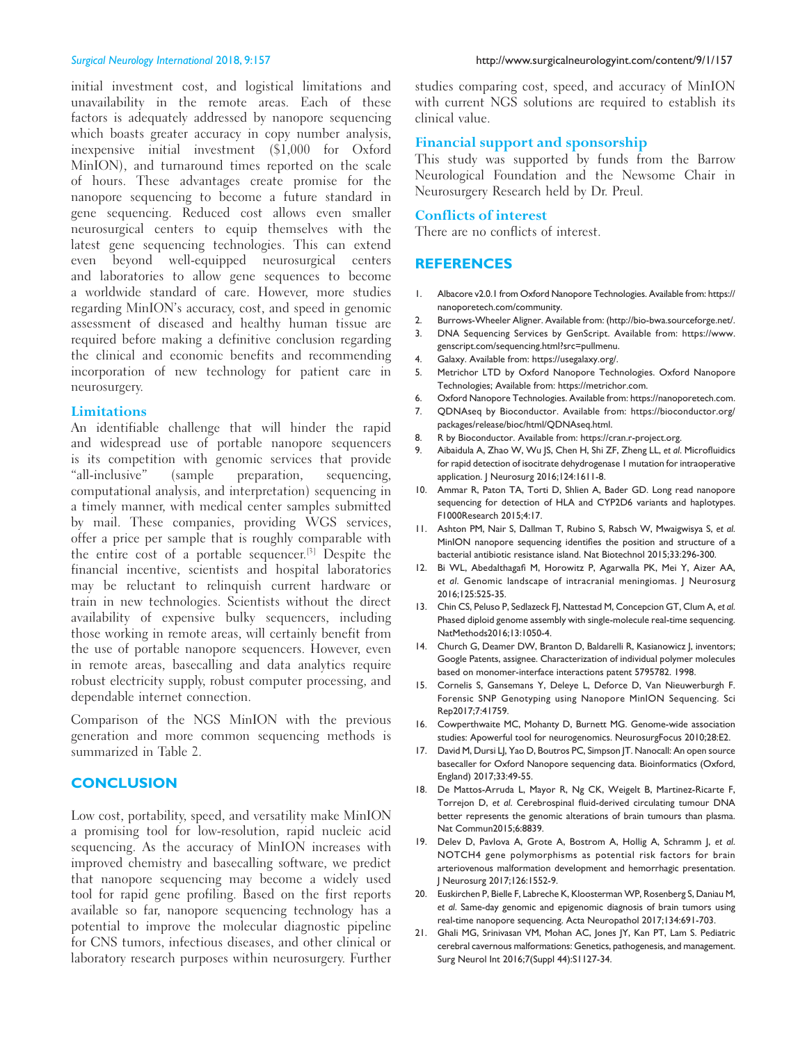initial investment cost, and logistical limitations and unavailability in the remote areas. Each of these factors is adequately addressed by nanopore sequencing which boasts greater accuracy in copy number analysis, inexpensive initial investment ($1,000 for Oxford MinION), and turnaround times reported on the scale of hours. These advantages create promise for the nanopore sequencing to become a future standard in gene sequencing. Reduced cost allows even smaller neurosurgical centers to equip themselves with the latest gene sequencing technologies. This can extend even beyond well-equipped neurosurgical centers and laboratories to allow gene sequences to become a worldwide standard of care. However, more studies regarding MinION's accuracy, cost, and speed in genomic assessment of diseased and healthy human tissue are required before making a definitive conclusion regarding the clinical and economic benefits and recommending incorporation of new technology for patient care in neurosurgery.

### Limitations

An identifiable challenge that will hinder the rapid and widespread use of portable nanopore sequencers is its competition with genomic services that provide "all-inclusive" (sample preparation, sequencing, computational analysis, and interpretation) sequencing in a timely manner, with medical center samples submitted by mail. These companies, providing WGS services, offer a price per sample that is roughly comparable with the entire cost of a portable sequencer.[3] Despite the financial incentive, scientists and hospital laboratories may be reluctant to relinquish current hardware or train in new technologies. Scientists without the direct availability of expensive bulky sequencers, including those working in remote areas, will certainly benefit from the use of portable nanopore sequencers. However, even in remote areas, basecalling and data analytics require robust electricity supply, robust computer processing, and dependable internet connection.

Comparison of the NGS MinION with the previous generation and more common sequencing methods is summarized in Table 2.

## CONCLUSION

Low cost, portability, speed, and versatility make MinION a promising tool for low-resolution, rapid nucleic acid sequencing. As the accuracy of MinION increases with improved chemistry and basecalling software, we predict that nanopore sequencing may become a widely used tool for rapid gene profiling. Based on the first reports available so far, nanopore sequencing technology has a potential to improve the molecular diagnostic pipeline for CNS tumors, infectious diseases, and other clinical or laboratory research purposes within neurosurgery. Further studies comparing cost, speed, and accuracy of MinION with current NGS solutions are required to establish its clinical value.

### Financial support and sponsorship

This study was supported by funds from the Barrow Neurological Foundation and the Newsome Chair in Neurosurgery Research held by Dr. Preul.

### Conflicts of interest

There are no conflicts of interest.

## REFERENCES

1. Albacore v2.0.1 from Oxford Nanopore Technologies. Available from: https://nanoporetech.com/community.
2. Burrows-Wheeler Aligner. Available from: (http://bio-bwa.sourceforge.net/.
3. DNA Sequencing Services by GenScript. Available from: https://www.genscript.com/sequencing.html?src=pullmenu.
4. Galaxy. Available from: https://usegalaxy.org/.
5. Metrichor LTD by Oxford Nanopore Technologies. Oxford Nanopore Technologies; Available from: https://metrichor.com.
6. Oxford Nanopore Technologies. Available from: https://nanoporetech.com.
7. QDNAseq by Bioconductor. Available from: https://bioconductor.org/packages/release/bioc/html/QDNAseq.html.
8. R by Bioconductor. Available from: https://cran.r-project.org.
9. Aibaidula A, Zhao W, Wu JS, Chen H, Shi ZF, Zheng LL, *et al.* Microfluidics for rapid detection of isocitrate dehydrogenase 1 mutation for intraoperative application. J Neurosurg 2016;124:1611-8.
10. Ammar R, Paton TA, Torti D, Shlien A, Bader GD. Long read nanopore sequencing for detection of HLA and CYP2D6 variants and haplotypes. F1000Research 2015;4:17.
11. Ashton PM, Nair S, Dallman T, Rubino S, Rabsch W, Mwaigwisya S, *et al.* MinION nanopore sequencing identifies the position and structure of a bacterial antibiotic resistance island. Nat Biotechnol 2015;33:296-300.
12. Bi WL, Abedalthagafi M, Horowitz P, Agarwalla PK, Mei Y, Aizer AA, *et al.* Genomic landscape of intracranial meningiomas. J Neurosurg 2016;125:525-35.
13. Chin CS, Peluso P, Sedlazeck FJ, Nattestad M, Concepcion GT, Clum A, *et al.* Phased diploid genome assembly with single-molecule real-time sequencing. NatMethods2016;13:1050-4.
14. Church G, Deamer DW, Branton D, Baldarelli R, Kasianowicz J, inventors; Google Patents, assignee. Characterization of individual polymer molecules based on monomer-interface interactions patent 5795782. 1998.
15. Cornelis S, Gansemans Y, Deleye L, Deforce D, Van Nieuwerburgh F. Forensic SNP Genotyping using Nanopore MinION Sequencing. Sci Rep2017;7:41759.
16. Cowperthwaite MC, Mohanty D, Burnett MG. Genome-wide association studies: Apowerful tool for neurogenomics. NeurosurgFocus 2010;28:E2.
17. David M, Dursi LJ, Yao D, Boutros PC, Simpson JT. Nanocall: An open source basecaller for Oxford Nanopore sequencing data. Bioinformatics (Oxford, England) 2017;33:49-55.
18. De Mattos-Arruda L, Mayor R, Ng CK, Weigelt B, Martinez-Ricarte F, Torrejon D, *et al.* Cerebrospinal fluid-derived circulating tumour DNA better represents the genomic alterations of brain tumours than plasma. Nat Commun2015;6:8839.
19. Delev D, Pavlova A, Grote A, Bostrom A, Hollig A, Schramm J, *et al.* NOTCH4 gene polymorphisms as potential risk factors for brain arteriovenous malformation development and hemorrhagic presentation. J Neurosurg 2017;126:1552-9.
20. Euskirchen P, Bielle F, Labreche K, Kloosterman WP, Rosenberg S, Daniau M, *et al.* Same-day genomic and epigenomic diagnosis of brain tumors using real-time nanopore sequencing. Acta Neuropathol 2017;134:691-703.
21. Ghali MG, Srinivasan VM, Mohan AC, Jones JY, Kan PT, Lam S. Pediatric cerebral cavernous malformations: Genetics, pathogenesis, and management. Surg Neurol Int 2016;7(Suppl 44):S1127-34.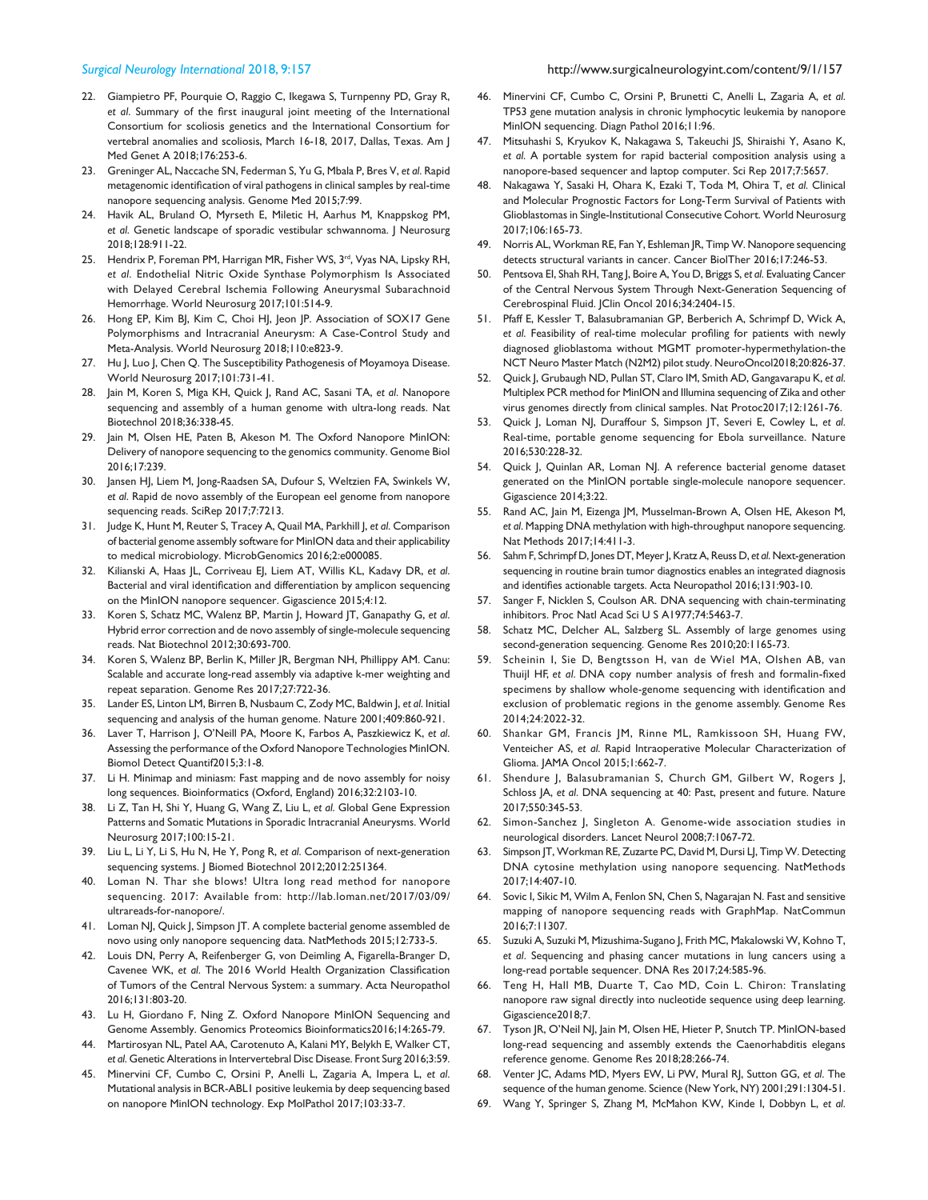22. Giampietro PF, Pourquie O, Raggio C, Ikegawa S, Turnpenny PD, Gray R, *et al*. Summary of the first inaugural joint meeting of the International Consortium for scoliosis genetics and the International Consortium for vertebral anomalies and scoliosis, March 16-18, 2017, Dallas, Texas. Am J Med Genet A 2018;176:253-6.
23. Greninger AL, Naccache SN, Federman S, Yu G, Mbala P, Bres V, *et al*. Rapid metagenomic identification of viral pathogens in clinical samples by real-time nanopore sequencing analysis. Genome Med 2015;7:99.
24. Havik AL, Bruland O, Myrseth E, Miletic H, Aarhus M, Knappskog PM, *et al.* Genetic landscape of sporadic vestibular schwannoma. J Neurosurg 2018;128:911-22.
25. Hendrix P, Foreman PM, Harrigan MR, Fisher WS, 3rd, Vyas NA, Lipsky RH, *et al*. Endothelial Nitric Oxide Synthase Polymorphism Is Associated with Delayed Cerebral Ischemia Following Aneurysmal Subarachnoid Hemorrhage. World Neurosurg 2017;101:514-9.
26. Hong EP, Kim BJ, Kim C, Choi HJ, Jeon JP. Association of SOX17 Gene Polymorphisms and Intracranial Aneurysm: A Case-Control Study and Meta-Analysis. World Neurosurg 2018;110:e823-9.
27. Hu J, Luo J, Chen Q. The Susceptibility Pathogenesis of Moyamoya Disease. World Neurosurg 2017;101:731-41.
28. Jain M, Koren S, Miga KH, Quick J, Rand AC, Sasani TA, *et al*. Nanopore sequencing and assembly of a human genome with ultra-long reads. Nat Biotechnol 2018;36:338-45.
29. Jain M, Olsen HE, Paten B, Akeson M. The Oxford Nanopore MinION: Delivery of nanopore sequencing to the genomics community. Genome Biol 2016;17:239.
30. Jansen HJ, Liem M, Jong-Raadsen SA, Dufour S, Weltzien FA, Swinkels W, *et al*. Rapid de novo assembly of the European eel genome from nanopore sequencing reads. SciRep 2017;7:7213.
31. Judge K, Hunt M, Reuter S, Tracey A, Quail MA, Parkhill J, *et al*. Comparison of bacterial genome assembly software for MinION data and their applicability to medical microbiology. MicrobGenomics 2016;2:e000085.
32. Kilianski A, Haas JL, Corriveau EJ, Liem AT, Willis KL, Kadavy DR, *et al*. Bacterial and viral identification and differentiation by amplicon sequencing on the MinION nanopore sequencer. Gigascience 2015;4:12.
33. Koren S, Schatz MC, Walenz BP, Martin J, Howard JT, Ganapathy G, *et al*. Hybrid error correction and de novo assembly of single-molecule sequencing reads. Nat Biotechnol 2012;30:693-700.
34. Koren S, Walenz BP, Berlin K, Miller JR, Bergman NH, Phillippy AM. Canu: Scalable and accurate long-read assembly via adaptive k-mer weighting and repeat separation. Genome Res 2017;27:722-36.
35. Lander ES, Linton LM, Birren B, Nusbaum C, Zody MC, Baldwin J, *et al*. Initial sequencing and analysis of the human genome. Nature 2001;409:860-921.
36. Laver T, Harrison J, O'Neill PA, Moore K, Farbos A, Paszkiewicz K, *et al*. Assessing the performance of the Oxford Nanopore Technologies MinION. Biomol Detect Quantif2015;3:1-8.
37. Li H. Minimap and miniasm: Fast mapping and de novo assembly for noisy long sequences. Bioinformatics (Oxford, England) 2016;32:2103-10.
38. Li Z, Tan H, Shi Y, Huang G, Wang Z, Liu L, *et al*. Global Gene Expression Patterns and Somatic Mutations in Sporadic Intracranial Aneurysms. World Neurosurg 2017;100:15-21.
39. Liu L, Li Y, Li S, Hu N, He Y, Pong R, *et al*. Comparison of next-generation sequencing systems. J Biomed Biotechnol 2012;2012:251364.
40. Loman N. Thar she blows! Ultra long read method for nanopore sequencing. 2017: Available from: http://lab.loman.net/2017/03/09/ultrareads-for-nanopore/.
41. Loman NJ, Quick J, Simpson JT. A complete bacterial genome assembled de novo using only nanopore sequencing data. NatMethods 2015;12:733-5.
42. Louis DN, Perry A, Reifenberger G, von Deimling A, Figarella-Branger D, Cavenee WK, *et al*. The 2016 World Health Organization Classification of Tumors of the Central Nervous System: a summary. Acta Neuropathol 2016;131:803-20.
43. Lu H, Giordano F, Ning Z. Oxford Nanopore MinION Sequencing and Genome Assembly. Genomics Proteomics Bioinformatics2016;14:265-79.
44. Martirosyan NL, Patel AA, Carotenuto A, Kalani MY, Belykh E, Walker CT, *et al*. Genetic Alterations in Intervertebral Disc Disease. Front Surg 2016;3:59.
45. Minervini CF, Cumbo C, Orsini P, Anelli L, Zagaria A, Impera L, *et al*. Mutational analysis in BCR-ABL1 positive leukemia by deep sequencing based on nanopore MinION technology. Exp MolPathol 2017;103:33-7.
46. Minervini CF, Cumbo C, Orsini P, Brunetti C, Anelli L, Zagaria A, *et al.* TP53 gene mutation analysis in chronic lymphocytic leukemia by nanopore MinION sequencing. Diagn Pathol 2016;11:96.
47. Mitsuhashi S, Kryukov K, Nakagawa S, Takeuchi JS, Shiraishi Y, Asano K, *et al.* A portable system for rapid bacterial composition analysis using a nanopore-based sequencer and laptop computer. Sci Rep 2017;7:5657.
48. Nakagawa Y, Sasaki H, Ohara K, Ezaki T, Toda M, Ohira T, *et al.* Clinical and Molecular Prognostic Factors for Long-Term Survival of Patients with Glioblastomas in Single-Institutional Consecutive Cohort. World Neurosurg 2017;106:165-73.
49. Norris AL, Workman RE, Fan Y, Eshleman JR, Timp W. Nanopore sequencing detects structural variants in cancer. Cancer BiolTher 2016;17:246-53.
50. Pentsova EI, Shah RH, Tang J, Boire A, You D, Briggs S, *et al.* Evaluating Cancer of the Central Nervous System Through Next-Generation Sequencing of Cerebrospinal Fluid. JClin Oncol 2016;34:2404-15.
51. Pfaff E, Kessler T, Balasubramanian GP, Berberich A, Schrimpf D, Wick A, *et al.* Feasibility of real-time molecular profiling for patients with newly diagnosed glioblastoma without MGMT promoter-hypermethylation-the NCT Neuro Master Match (N2M2) pilot study. NeuroOncol2018;20:826-37.
52. Quick J, Grubaugh ND, Pullan ST, Claro IM, Smith AD, Gangavarapu K, *et al.* Multiplex PCR method for MinION and Illumina sequencing of Zika and other virus genomes directly from clinical samples. Nat Protoc2017;12:1261-76.
53. Quick J, Loman NJ, Duraffour S, Simpson JT, Severi E, Cowley L, *et al.* Real-time, portable genome sequencing for Ebola surveillance. Nature 2016;530:228-32.
54. Quick J, Quinlan AR, Loman NJ. A reference bacterial genome dataset generated on the MinION portable single-molecule nanopore sequencer. Gigascience 2014;3:22.
55. Rand AC, Jain M, Eizenga JM, Musselman-Brown A, Olsen HE, Akeson M, *et al*. Mapping DNA methylation with high-throughput nanopore sequencing. Nat Methods 2017;14:411-3.
56. Sahm F, Schrimpf D, Jones DT, Meyer J, Kratz A, Reuss D, *et al.* Next-generation sequencing in routine brain tumor diagnostics enables an integrated diagnosis and identifies actionable targets. Acta Neuropathol 2016;131:903-10.
57. Sanger F, Nicklen S, Coulson AR. DNA sequencing with chain-terminating inhibitors. Proc Natl Acad Sci U S A1977;74:5463-7.
58. Schatz MC, Delcher AL, Salzberg SL. Assembly of large genomes using second-generation sequencing. Genome Res 2010;20:1165-73.
59. Scheinin I, Sie D, Bengtsson H, van de Wiel MA, Olshen AB, van Thuijl HF, *et al.* DNA copy number analysis of fresh and formalin-fixed specimens by shallow whole-genome sequencing with identification and exclusion of problematic regions in the genome assembly. Genome Res 2014;24:2022-32.
60. Shankar GM, Francis JM, Rinne ML, Ramkissoon SH, Huang FW, Venteicher AS, *et al.* Rapid Intraoperative Molecular Characterization of Glioma. JAMA Oncol 2015;1:662-7.
61. Shendure J, Balasubramanian S, Church GM, Gilbert W, Rogers J, Schloss JA, *et al*. DNA sequencing at 40: Past, present and future. Nature 2017;550:345-53.
62. Simon-Sanchez J, Singleton A. Genome-wide association studies in neurological disorders. Lancet Neurol 2008;7:1067-72.
63. Simpson JT, Workman RE, Zuzarte PC, David M, Dursi LJ, Timp W. Detecting DNA cytosine methylation using nanopore sequencing. NatMethods 2017;14:407-10.
64. Sovic I, Sikic M, Wilm A, Fenlon SN, Chen S, Nagarajan N. Fast and sensitive mapping of nanopore sequencing reads with GraphMap. NatCommun 2016;7:11307.
65. Suzuki A, Suzuki M, Mizushima-Sugano J, Frith MC, Makalowski W, Kohno T, *et al*. Sequencing and phasing cancer mutations in lung cancers using a long-read portable sequencer. DNA Res 2017;24:585-96.
66. Teng H, Hall MB, Duarte T, Cao MD, Coin L. Chiron: Translating nanopore raw signal directly into nucleotide sequence using deep learning. Gigascience2018;7.
67. Tyson JR, O'Neil NJ, Jain M, Olsen HE, Hieter P, Snutch TP. MinION-based long-read sequencing and assembly extends the Caenorhabditis elegans reference genome. Genome Res 2018;28:266-74.
68. Venter JC, Adams MD, Myers EW, Li PW, Mural RJ, Sutton GG, *et al.* The sequence of the human genome. Science (New York, NY) 2001;291:1304-51.
69. Wang Y, Springer S, Zhang M, McMahon KW, Kinde I, Dobbyn L, *et al.*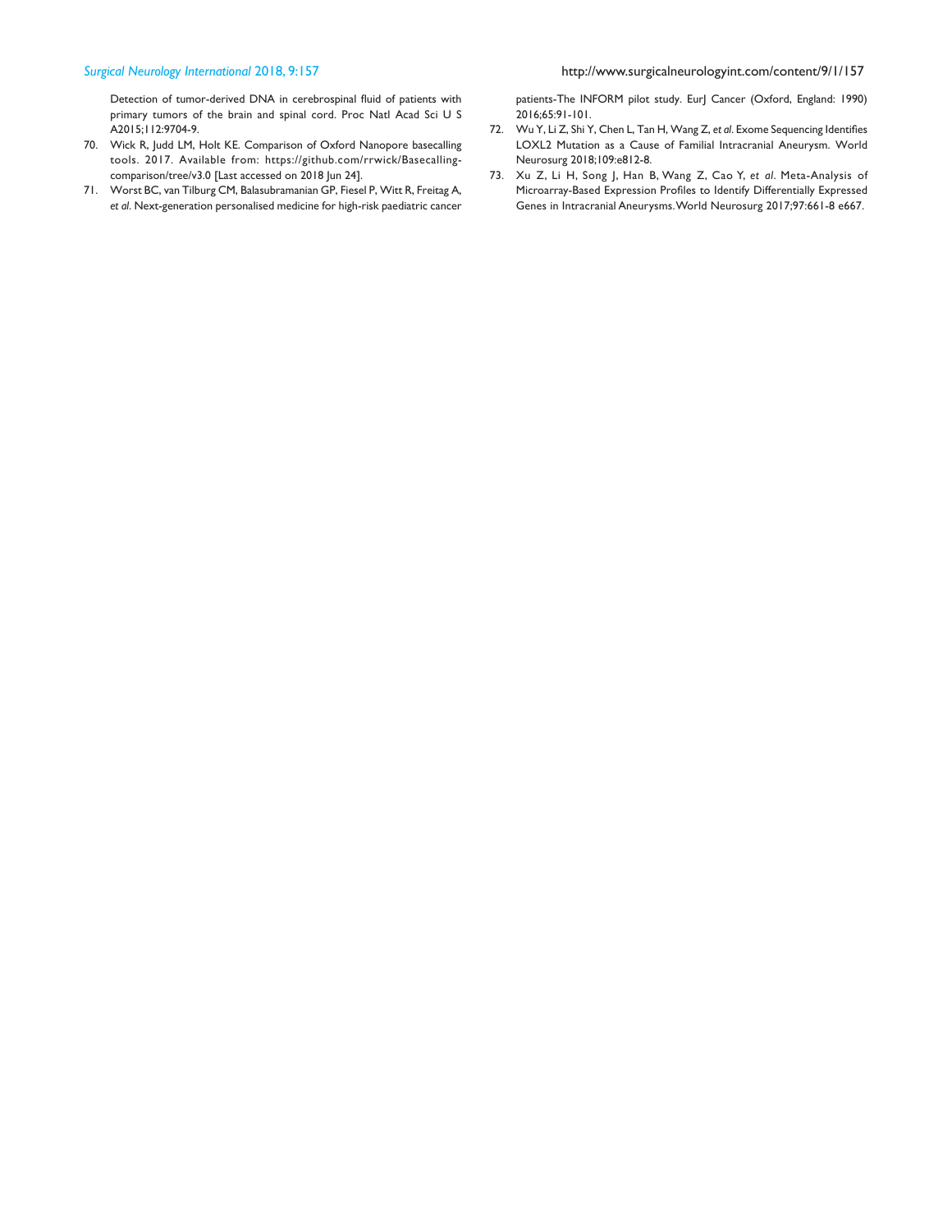Detection of tumor-derived DNA in cerebrospinal fluid of patients with primary tumors of the brain and spinal cord. Proc Natl Acad Sci U S A2015;112:9704-9.

70. Wick R, Judd LM, Holt KE. Comparison of Oxford Nanopore basecalling tools. 2017. Available from: https://github.com/rrwick/Basecalling-comparison/tree/v3.0 [Last accessed on 2018 Jun 24].
71. Worst BC, van Tilburg CM, Balasubramanian GP, Fiesel P, Witt R, Freitag A, *et al*. Next-generation personalised medicine for high-risk paediatric cancer patients-The INFORM pilot study. EurJ Cancer (Oxford, England: 1990) 2016;65:91-101.
72. Wu Y, Li Z, Shi Y, Chen L, Tan H, Wang Z, *et al*. Exome Sequencing Identifies LOXL2 Mutation as a Cause of Familial Intracranial Aneurysm. World Neurosurg 2018;109:e812-8.
73. Xu Z, Li H, Song J, Han B, Wang Z, Cao Y, *et al*. Meta-Analysis of Microarray-Based Expression Profiles to Identify Differentially Expressed Genes in Intracranial Aneurysms. World Neurosurg 2017;97:661-8 e667.